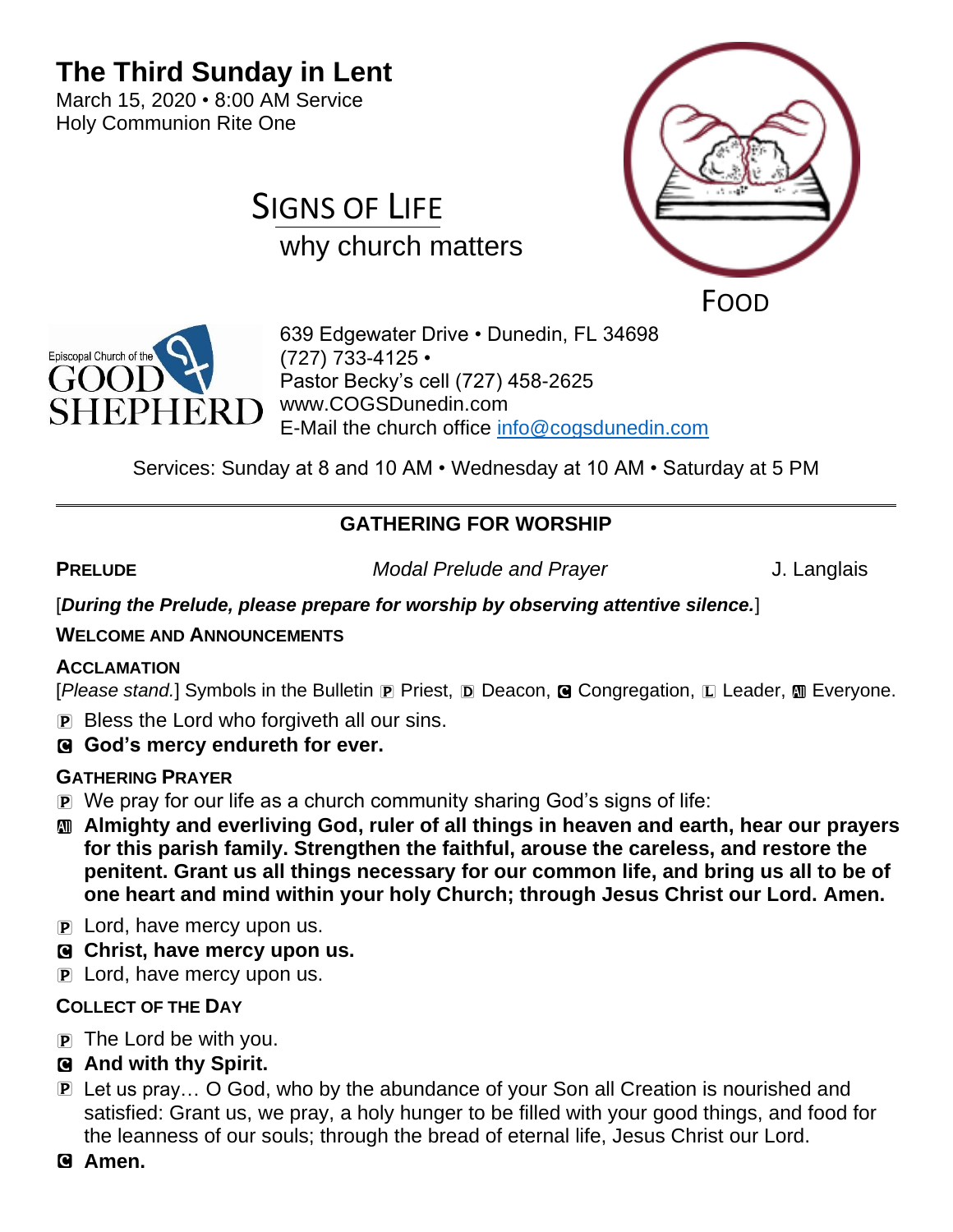# The Third Sunday in Lent

March 15, 2020 • 8:00 AM Service
Holy Communion Rite One

## SIGNS OF LIFE

why church matters

FOOD

Episcopal Church of the GOOD SHEPHERD

639 Edgewater Drive • Dunedin, FL 34698
(727) 733-4125 •
Pastor Becky's cell (727) 458-2625
www.COGSDunedin.com
E-Mail the church office info@cogsdunedin.com

Services: Sunday at 8 and 10 AM • Wednesday at 10 AM • Saturday at 5 PM

---

## GATHERING FOR WORSHIP

**PRELUDE** *Modal Prelude and Prayer* J. Langlais

[***During the Prelude, please prepare for worship by observing attentive silence.***]

**WELCOME AND ANNOUNCEMENTS**

**ACCLAMATION**

[*Please stand.*] Symbols in the Bulletin P Priest, D Deacon, C Congregation, L Leader, All Everyone.

P Bless the Lord who forgiveth all our sins.

C **God's mercy endureth for ever.**

**GATHERING PRAYER**

P We pray for our life as a church community sharing God's signs of life:

All **Almighty and everliving God, ruler of all things in heaven and earth, hear our prayers for this parish family. Strengthen the faithful, arouse the careless, and restore the penitent. Grant us all things necessary for our common life, and bring us all to be of one heart and mind within your holy Church; through Jesus Christ our Lord. Amen.**

P Lord, have mercy upon us.

C **Christ, have mercy upon us.**

P Lord, have mercy upon us.

**COLLECT OF THE DAY**

P The Lord be with you.

C **And with thy Spirit.**

P Let us pray… O God, who by the abundance of your Son all Creation is nourished and satisfied: Grant us, we pray, a holy hunger to be filled with your good things, and food for the leanness of our souls; through the bread of eternal life, Jesus Christ our Lord.

C **Amen.**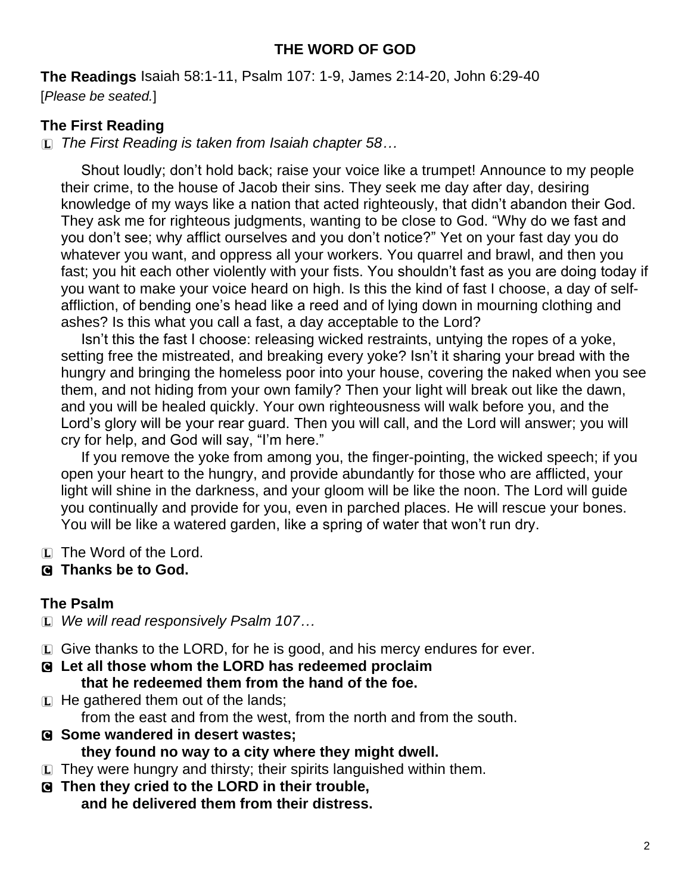## THE WORD OF GOD

**The Readings** Isaiah 58:1-11, Psalm 107: 1-9, James 2:14-20, John 6:29-40
[*Please be seated.*]

### The First Reading

L *The First Reading is taken from Isaiah chapter 58…*

Shout loudly; don't hold back; raise your voice like a trumpet! Announce to my people their crime, to the house of Jacob their sins. They seek me day after day, desiring knowledge of my ways like a nation that acted righteously, that didn't abandon their God. They ask me for righteous judgments, wanting to be close to God. "Why do we fast and you don't see; why afflict ourselves and you don't notice?" Yet on your fast day you do whatever you want, and oppress all your workers. You quarrel and brawl, and then you fast; you hit each other violently with your fists. You shouldn't fast as you are doing today if you want to make your voice heard on high. Is this the kind of fast I choose, a day of self-affliction, of bending one's head like a reed and of lying down in mourning clothing and ashes? Is this what you call a fast, a day acceptable to the Lord?

Isn't this the fast I choose: releasing wicked restraints, untying the ropes of a yoke, setting free the mistreated, and breaking every yoke? Isn't it sharing your bread with the hungry and bringing the homeless poor into your house, covering the naked when you see them, and not hiding from your own family? Then your light will break out like the dawn, and you will be healed quickly. Your own righteousness will walk before you, and the Lord's glory will be your rear guard. Then you will call, and the Lord will answer; you will cry for help, and God will say, "I'm here."

If you remove the yoke from among you, the finger-pointing, the wicked speech; if you open your heart to the hungry, and provide abundantly for those who are afflicted, your light will shine in the darkness, and your gloom will be like the noon. The Lord will guide you continually and provide for you, even in parched places. He will rescue your bones. You will be like a watered garden, like a spring of water that won't run dry.

L The Word of the Lord.
**C Thanks be to God.**

### The Psalm

L *We will read responsively Psalm 107…*

L Give thanks to the LORD, for he is good, and his mercy endures for ever.
**C Let all those whom the LORD has redeemed proclaim**
**that he redeemed them from the hand of the foe.**
L He gathered them out of the lands;
from the east and from the west, from the north and from the south.
**C Some wandered in desert wastes;**
**they found no way to a city where they might dwell.**
L They were hungry and thirsty; their spirits languished within them.
**C Then they cried to the LORD in their trouble,**
**and he delivered them from their distress.**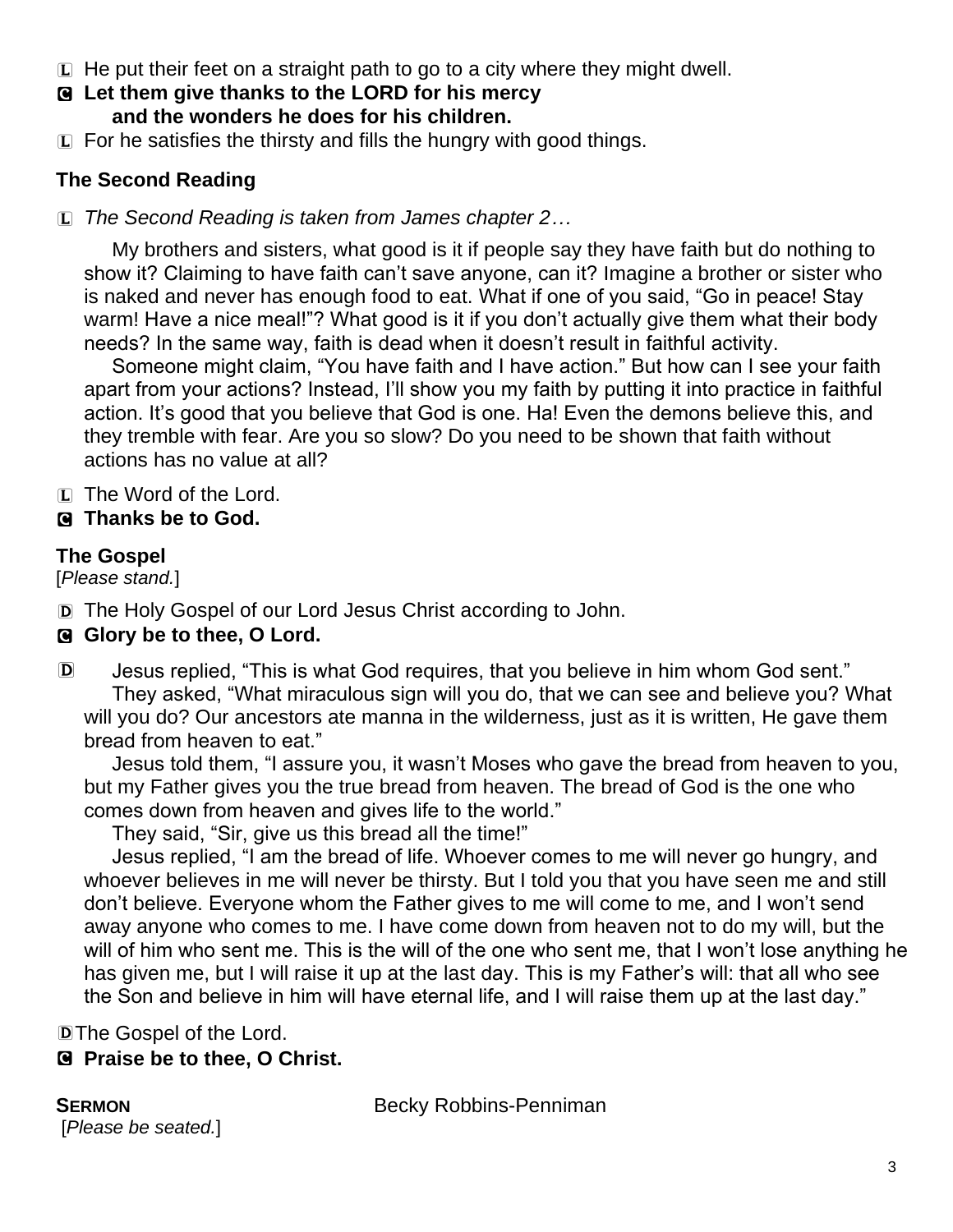L He put their feet on a straight path to go to a city where they might dwell.

C **Let them give thanks to the LORD for his mercy and the wonders he does for his children.**

L For he satisfies the thirsty and fills the hungry with good things.

**The Second Reading**

L *The Second Reading is taken from James chapter 2…*

My brothers and sisters, what good is it if people say they have faith but do nothing to show it? Claiming to have faith can't save anyone, can it? Imagine a brother or sister who is naked and never has enough food to eat. What if one of you said, "Go in peace! Stay warm! Have a nice meal!"? What good is it if you don't actually give them what their body needs? In the same way, faith is dead when it doesn't result in faithful activity.

Someone might claim, "You have faith and I have action." But how can I see your faith apart from your actions? Instead, I'll show you my faith by putting it into practice in faithful action. It's good that you believe that God is one. Ha! Even the demons believe this, and they tremble with fear. Are you so slow? Do you need to be shown that faith without actions has no value at all?

L The Word of the Lord.

C **Thanks be to God.**

**The Gospel**

[*Please stand.*]

D The Holy Gospel of our Lord Jesus Christ according to John.

C **Glory be to thee, O Lord.**

D Jesus replied, "This is what God requires, that you believe in him whom God sent."

They asked, "What miraculous sign will you do, that we can see and believe you? What will you do? Our ancestors ate manna in the wilderness, just as it is written, He gave them bread from heaven to eat."

Jesus told them, "I assure you, it wasn't Moses who gave the bread from heaven to you, but my Father gives you the true bread from heaven. The bread of God is the one who comes down from heaven and gives life to the world."

They said, "Sir, give us this bread all the time!"

Jesus replied, "I am the bread of life. Whoever comes to me will never go hungry, and whoever believes in me will never be thirsty. But I told you that you have seen me and still don't believe. Everyone whom the Father gives to me will come to me, and I won't send away anyone who comes to me. I have come down from heaven not to do my will, but the will of him who sent me. This is the will of the one who sent me, that I won't lose anything he has given me, but I will raise it up at the last day. This is my Father's will: that all who see the Son and believe in him will have eternal life, and I will raise them up at the last day."

D The Gospel of the Lord.

C **Praise be to thee, O Christ.**

**SERMON** Becky Robbins-Penniman

[*Please be seated.*]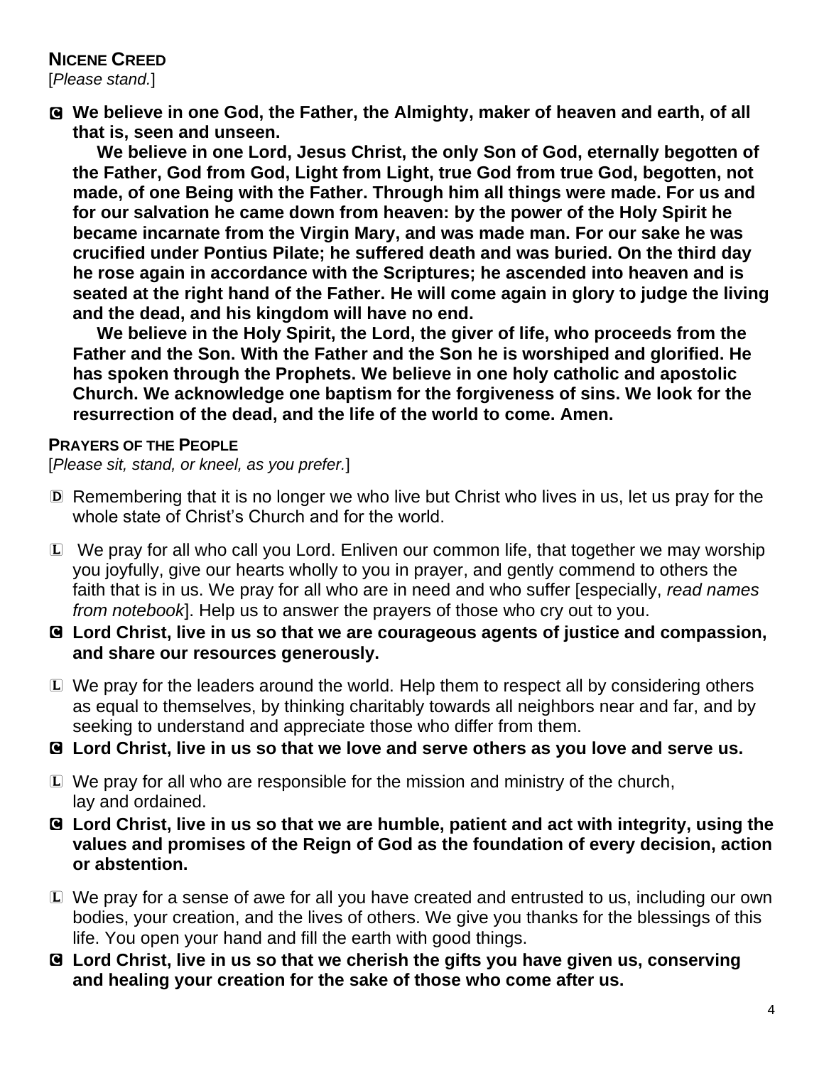**NICENE CREED**
[*Please stand.*]

**C We believe in one God, the Father, the Almighty, maker of heaven and earth, of all that is, seen and unseen.**

**We believe in one Lord, Jesus Christ, the only Son of God, eternally begotten of the Father, God from God, Light from Light, true God from true God, begotten, not made, of one Being with the Father. Through him all things were made. For us and for our salvation he came down from heaven: by the power of the Holy Spirit he became incarnate from the Virgin Mary, and was made man. For our sake he was crucified under Pontius Pilate; he suffered death and was buried. On the third day he rose again in accordance with the Scriptures; he ascended into heaven and is seated at the right hand of the Father. He will come again in glory to judge the living and the dead, and his kingdom will have no end.**

**We believe in the Holy Spirit, the Lord, the giver of life, who proceeds from the Father and the Son. With the Father and the Son he is worshiped and glorified. He has spoken through the Prophets. We believe in one holy catholic and apostolic Church. We acknowledge one baptism for the forgiveness of sins. We look for the resurrection of the dead, and the life of the world to come. Amen.**

**PRAYERS OF THE PEOPLE**
[*Please sit, stand, or kneel, as you prefer.*]

D Remembering that it is no longer we who live but Christ who lives in us, let us pray for the whole state of Christ's Church and for the world.

L We pray for all who call you Lord. Enliven our common life, that together we may worship you joyfully, give our hearts wholly to you in prayer, and gently commend to others the faith that is in us. We pray for all who are in need and who suffer [especially, *read names from notebook*]. Help us to answer the prayers of those who cry out to you.

**C Lord Christ, live in us so that we are courageous agents of justice and compassion, and share our resources generously.**

L We pray for the leaders around the world. Help them to respect all by considering others as equal to themselves, by thinking charitably towards all neighbors near and far, and by seeking to understand and appreciate those who differ from them.

**C Lord Christ, live in us so that we love and serve others as you love and serve us.**

L We pray for all who are responsible for the mission and ministry of the church, lay and ordained.

**C Lord Christ, live in us so that we are humble, patient and act with integrity, using the values and promises of the Reign of God as the foundation of every decision, action or abstention.**

L We pray for a sense of awe for all you have created and entrusted to us, including our own bodies, your creation, and the lives of others. We give you thanks for the blessings of this life. You open your hand and fill the earth with good things.

**C Lord Christ, live in us so that we cherish the gifts you have given us, conserving and healing your creation for the sake of those who come after us.**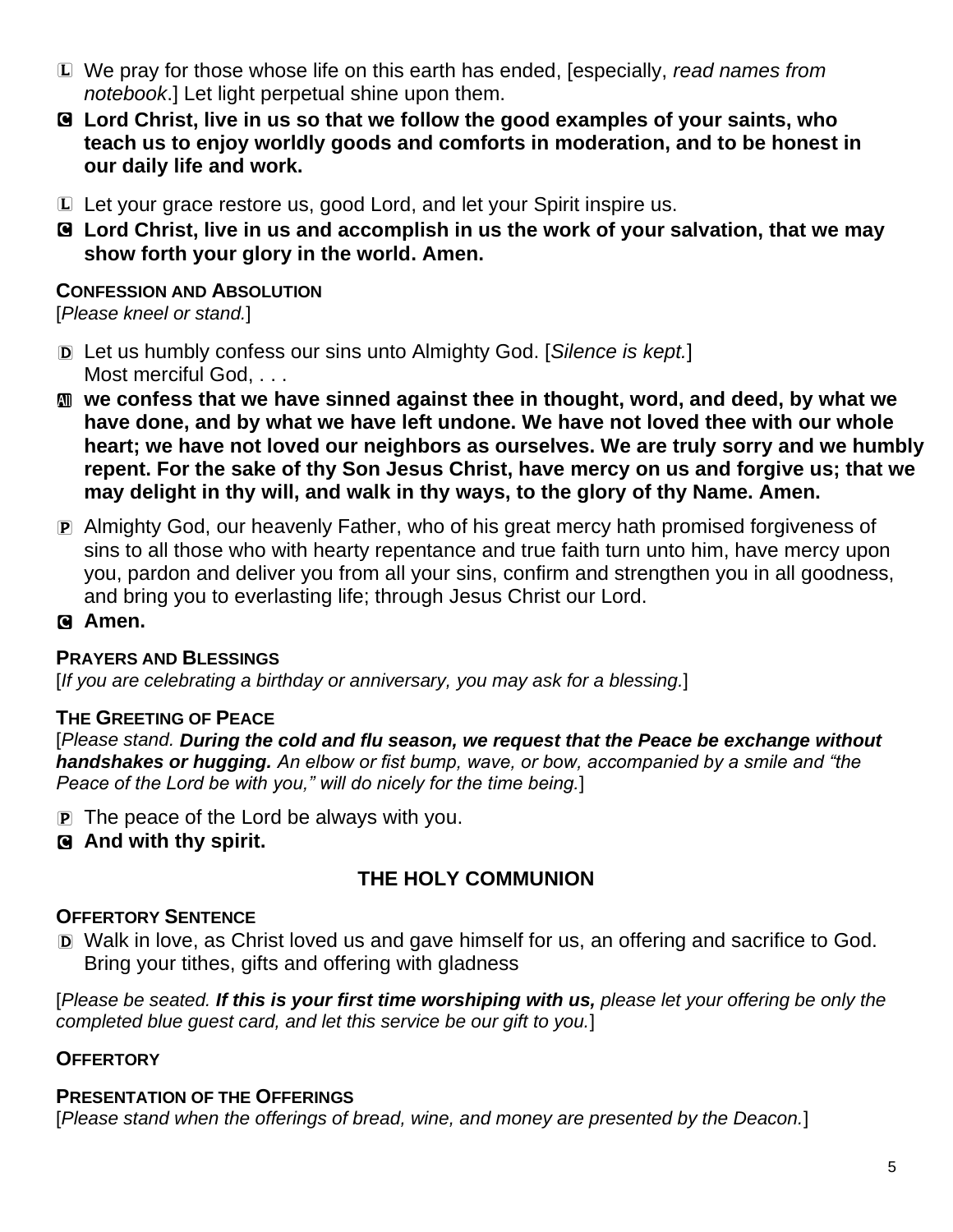L We pray for those whose life on this earth has ended, [especially, *read names from notebook*.] Let light perpetual shine upon them.

C **Lord Christ, live in us so that we follow the good examples of your saints, who teach us to enjoy worldly goods and comforts in moderation, and to be honest in our daily life and work.**

L Let your grace restore us, good Lord, and let your Spirit inspire us.

C **Lord Christ, live in us and accomplish in us the work of your salvation, that we may show forth your glory in the world. Amen.**

**CONFESSION AND ABSOLUTION**

[*Please kneel or stand.*]

D Let us humbly confess our sins unto Almighty God. [*Silence is kept.*]
Most merciful God, . . .

All **we confess that we have sinned against thee in thought, word, and deed, by what we have done, and by what we have left undone. We have not loved thee with our whole heart; we have not loved our neighbors as ourselves. We are truly sorry and we humbly repent. For the sake of thy Son Jesus Christ, have mercy on us and forgive us; that we may delight in thy will, and walk in thy ways, to the glory of thy Name. Amen.**

P Almighty God, our heavenly Father, who of his great mercy hath promised forgiveness of sins to all those who with hearty repentance and true faith turn unto him, have mercy upon you, pardon and deliver you from all your sins, confirm and strengthen you in all goodness, and bring you to everlasting life; through Jesus Christ our Lord.

C **Amen.**

**PRAYERS AND BLESSINGS**

[*If you are celebrating a birthday or anniversary, you may ask for a blessing.*]

**THE GREETING OF PEACE**

[*Please stand.* ***During the cold and flu season, we request that the Peace be exchange without handshakes or hugging.*** *An elbow or fist bump, wave, or bow, accompanied by a smile and "the Peace of the Lord be with you," will do nicely for the time being.*]

P The peace of the Lord be always with you.

C **And with thy spirit.**

## THE HOLY COMMUNION

**OFFERTORY SENTENCE**

D Walk in love, as Christ loved us and gave himself for us, an offering and sacrifice to God. Bring your tithes, gifts and offering with gladness

[*Please be seated.* ***If this is your first time worshiping with us,*** *please let your offering be only the completed blue guest card, and let this service be our gift to you.*]

**OFFERTORY**

**PRESENTATION OF THE OFFERINGS**

[*Please stand when the offerings of bread, wine, and money are presented by the Deacon.*]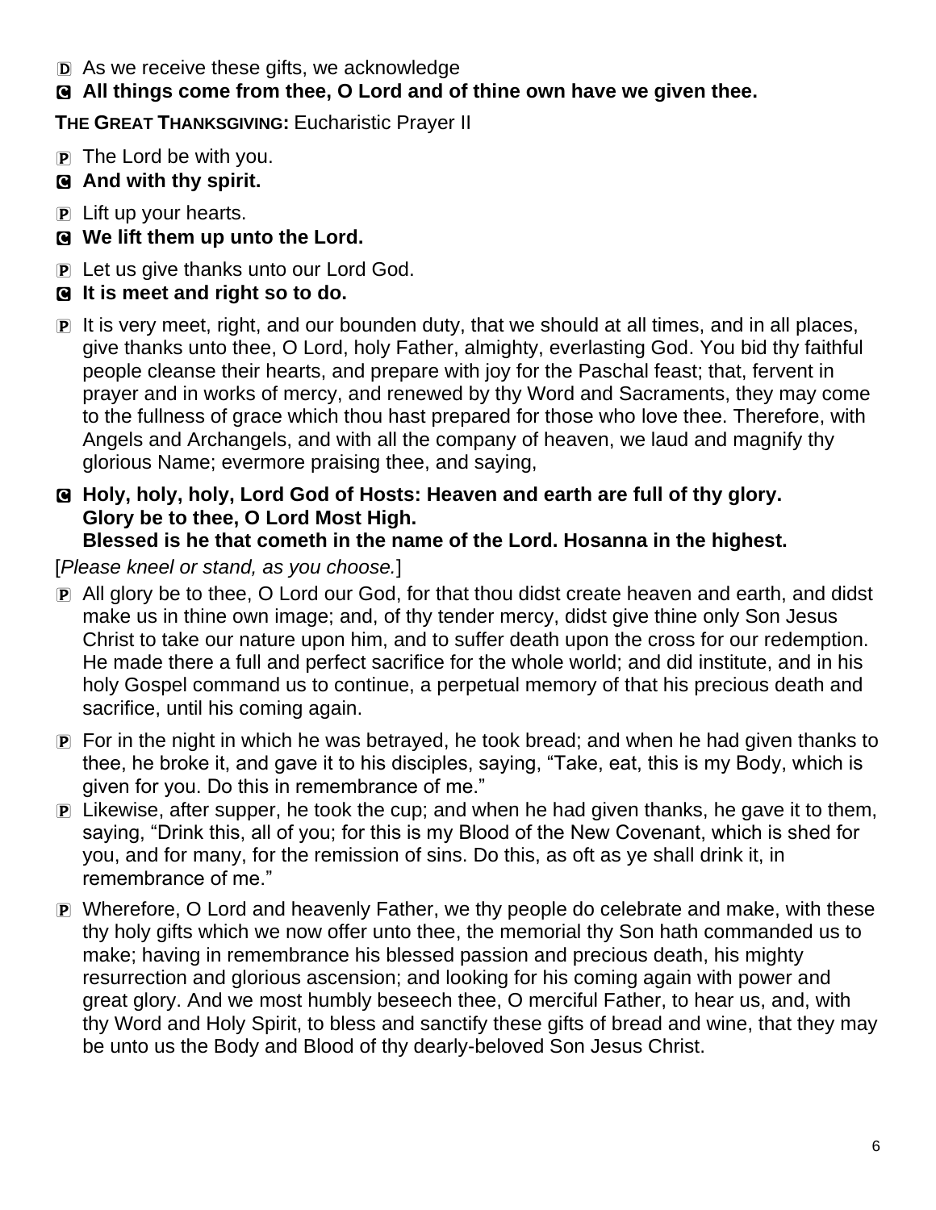D As we receive these gifts, we acknowledge

C **All things come from thee, O Lord and of thine own have we given thee.**

**THE GREAT THANKSGIVING:** Eucharistic Prayer II

P The Lord be with you.

C **And with thy spirit.**

P Lift up your hearts.

C **We lift them up unto the Lord.**

P Let us give thanks unto our Lord God.

C **It is meet and right so to do.**

P It is very meet, right, and our bounden duty, that we should at all times, and in all places, give thanks unto thee, O Lord, holy Father, almighty, everlasting God. You bid thy faithful people cleanse their hearts, and prepare with joy for the Paschal feast; that, fervent in prayer and in works of mercy, and renewed by thy Word and Sacraments, they may come to the fullness of grace which thou hast prepared for those who love thee. Therefore, with Angels and Archangels, and with all the company of heaven, we laud and magnify thy glorious Name; evermore praising thee, and saying,

C **Holy, holy, holy, Lord God of Hosts: Heaven and earth are full of thy glory.**
**Glory be to thee, O Lord Most High.**
**Blessed is he that cometh in the name of the Lord. Hosanna in the highest.**

[*Please kneel or stand, as you choose.*]

P All glory be to thee, O Lord our God, for that thou didst create heaven and earth, and didst make us in thine own image; and, of thy tender mercy, didst give thine only Son Jesus Christ to take our nature upon him, and to suffer death upon the cross for our redemption. He made there a full and perfect sacrifice for the whole world; and did institute, and in his holy Gospel command us to continue, a perpetual memory of that his precious death and sacrifice, until his coming again.

P For in the night in which he was betrayed, he took bread; and when he had given thanks to thee, he broke it, and gave it to his disciples, saying, "Take, eat, this is my Body, which is given for you. Do this in remembrance of me."

P Likewise, after supper, he took the cup; and when he had given thanks, he gave it to them, saying, "Drink this, all of you; for this is my Blood of the New Covenant, which is shed for you, and for many, for the remission of sins. Do this, as oft as ye shall drink it, in remembrance of me."

P Wherefore, O Lord and heavenly Father, we thy people do celebrate and make, with these thy holy gifts which we now offer unto thee, the memorial thy Son hath commanded us to make; having in remembrance his blessed passion and precious death, his mighty resurrection and glorious ascension; and looking for his coming again with power and great glory. And we most humbly beseech thee, O merciful Father, to hear us, and, with thy Word and Holy Spirit, to bless and sanctify these gifts of bread and wine, that they may be unto us the Body and Blood of thy dearly-beloved Son Jesus Christ.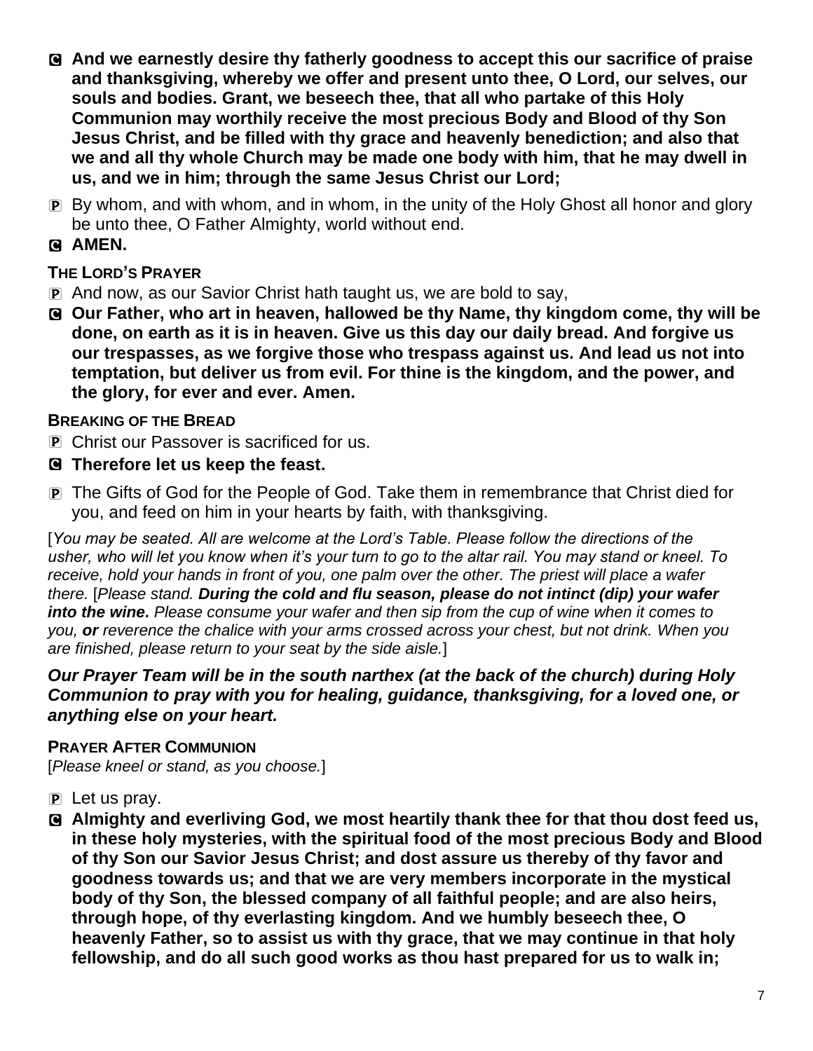C **And we earnestly desire thy fatherly goodness to accept this our sacrifice of praise and thanksgiving, whereby we offer and present unto thee, O Lord, our selves, our souls and bodies. Grant, we beseech thee, that all who partake of this Holy Communion may worthily receive the most precious Body and Blood of thy Son Jesus Christ, and be filled with thy grace and heavenly benediction; and also that we and all thy whole Church may be made one body with him, that he may dwell in us, and we in him; through the same Jesus Christ our Lord;**

P By whom, and with whom, and in whom, in the unity of the Holy Ghost all honor and glory be unto thee, O Father Almighty, world without end.

C **AMEN.**

**THE LORD'S PRAYER**

P And now, as our Savior Christ hath taught us, we are bold to say,

C **Our Father, who art in heaven, hallowed be thy Name, thy kingdom come, thy will be done, on earth as it is in heaven. Give us this day our daily bread. And forgive us our trespasses, as we forgive those who trespass against us. And lead us not into temptation, but deliver us from evil. For thine is the kingdom, and the power, and the glory, for ever and ever. Amen.**

**BREAKING OF THE BREAD**

P Christ our Passover is sacrificed for us.

C **Therefore let us keep the feast.**

P The Gifts of God for the People of God. Take them in remembrance that Christ died for you, and feed on him in your hearts by faith, with thanksgiving.

[*You may be seated. All are welcome at the Lord's Table. Please follow the directions of the usher, who will let you know when it's your turn to go to the altar rail. You may stand or kneel. To receive, hold your hands in front of you, one palm over the other. The priest will place a wafer there.* [*Please stand.* ***During the cold and flu season, please do not intinct (dip) your wafer into the wine.*** *Please consume your wafer and then sip from the cup of wine when it comes to you,* ***or*** *reverence the chalice with your arms crossed across your chest, but not drink. When you are finished, please return to your seat by the side aisle.*]

***Our Prayer Team will be in the south narthex (at the back of the church) during Holy Communion to pray with you for healing, guidance, thanksgiving, for a loved one, or anything else on your heart.***

**PRAYER AFTER COMMUNION**

[*Please kneel or stand, as you choose.*]

P Let us pray.

C **Almighty and everliving God, we most heartily thank thee for that thou dost feed us, in these holy mysteries, with the spiritual food of the most precious Body and Blood of thy Son our Savior Jesus Christ; and dost assure us thereby of thy favor and goodness towards us; and that we are very members incorporate in the mystical body of thy Son, the blessed company of all faithful people; and are also heirs, through hope, of thy everlasting kingdom. And we humbly beseech thee, O heavenly Father, so to assist us with thy grace, that we may continue in that holy fellowship, and do all such good works as thou hast prepared for us to walk in;**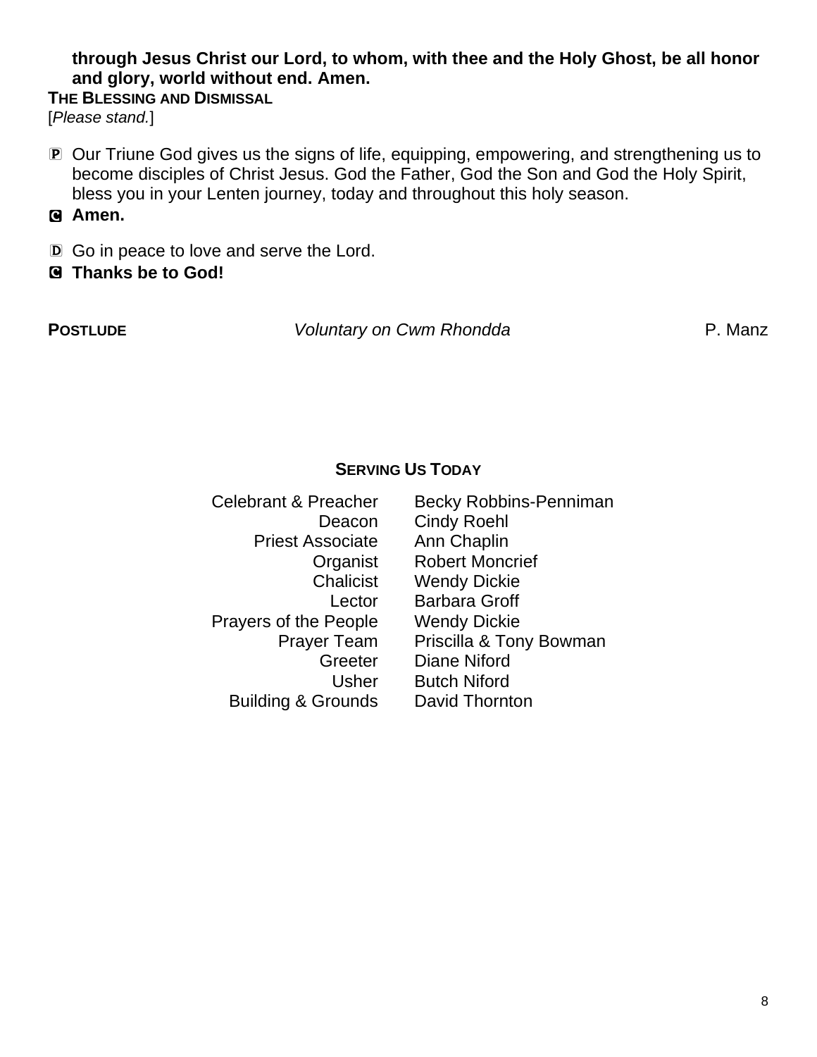**through Jesus Christ our Lord, to whom, with thee and the Holy Ghost, be all honor and glory, world without end. Amen.**

**THE BLESSING AND DISMISSAL**

[*Please stand.*]

P Our Triune God gives us the signs of life, equipping, empowering, and strengthening us to become disciples of Christ Jesus. God the Father, God the Son and God the Holy Spirit, bless you in your Lenten journey, today and throughout this holy season.

C **Amen.**

D Go in peace to love and serve the Lord.

C **Thanks be to God!**

**POSTLUDE** *Voluntary on Cwm Rhondda* P. Manz

**SERVING US TODAY**

| | |
|---|---|
| Celebrant & Preacher | Becky Robbins-Penniman |
| Deacon | Cindy Roehl |
| Priest Associate | Ann Chaplin |
| Organist | Robert Moncrief |
| Chalicist | Wendy Dickie |
| Lector | Barbara Groff |
| Prayers of the People | Wendy Dickie |
| Prayer Team | Priscilla & Tony Bowman |
| Greeter | Diane Niford |
| Usher | Butch Niford |
| Building & Grounds | David Thornton |